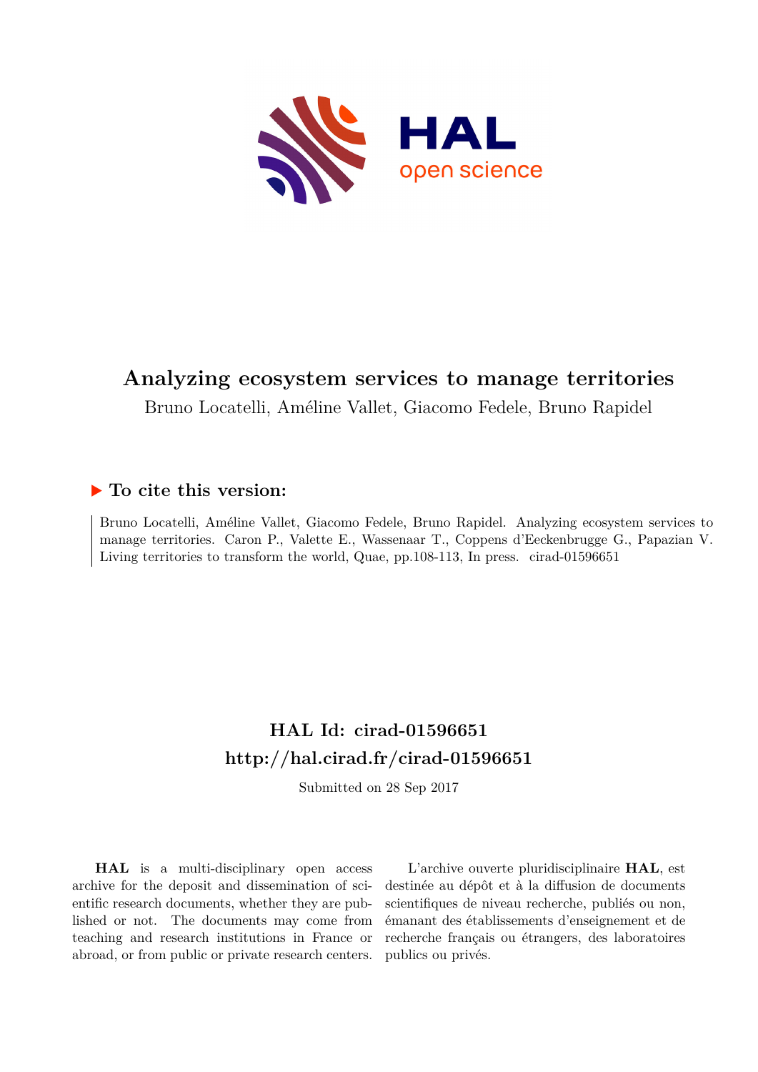# Analyzing ecosystem services to manage territories

Bruno Locatelli, Améline Vallet, Giacomo Fedele, Bruno Rapidel

## ▶ To cite this version:

Bruno Locatelli, Améline Vallet, Giacomo Fedele, Bruno Rapidel. Analyzing ecosystem services to manage territories. Caron P., Valette E., Wassenaar T., Coppens d'Eeckenbrugge G., Papazian V. Living territories to transform the world, Quae, pp.108-113, In press. cirad-01596651

## HAL Id: cirad-01596651
## http://hal.cirad.fr/cirad-01596651

Submitted on 28 Sep 2017

**HAL** is a multi-disciplinary open access archive for the deposit and dissemination of scientific research documents, whether they are published or not. The documents may come from teaching and research institutions in France or abroad, or from public or private research centers.

L'archive ouverte pluridisciplinaire **HAL**, est destinée au dépôt et à la diffusion de documents scientifiques de niveau recherche, publiés ou non, émanant des établissements d'enseignement et de recherche français ou étrangers, des laboratoires publics ou privés.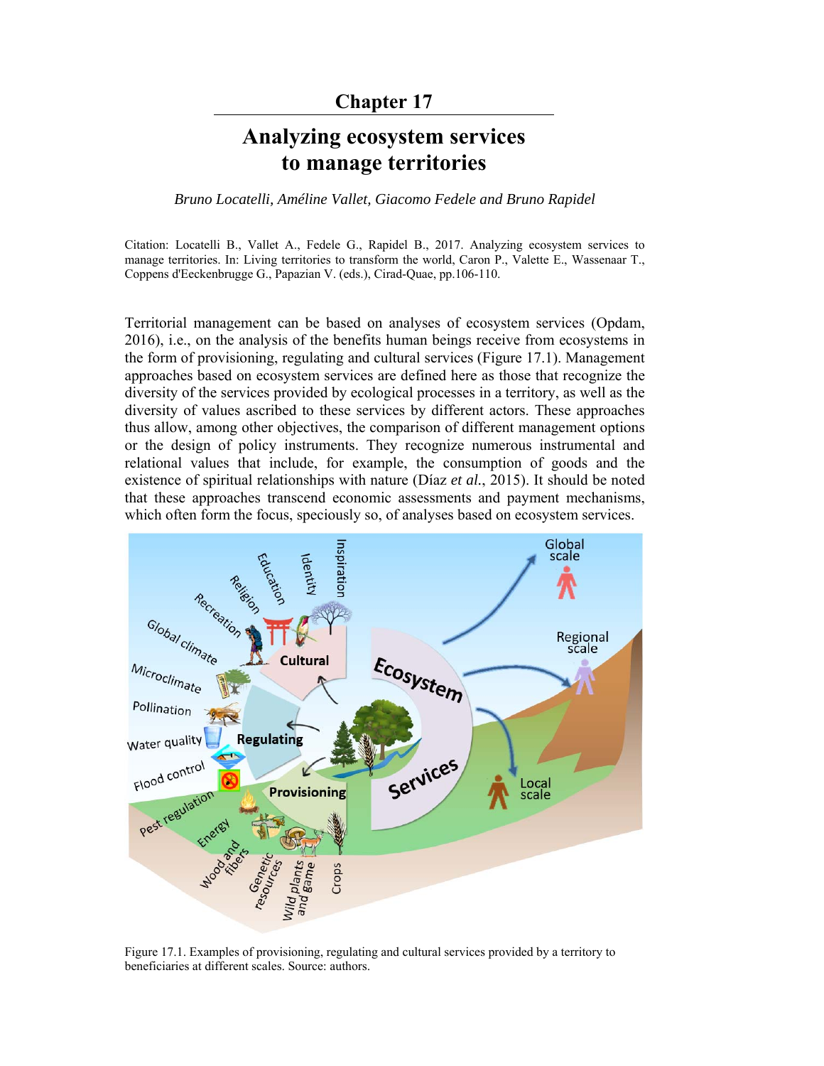# Chapter 17

# Analyzing ecosystem services to manage territories

*Bruno Locatelli, Améline Vallet, Giacomo Fedele and Bruno Rapidel*

Citation: Locatelli B., Vallet A., Fedele G., Rapidel B., 2017. Analyzing ecosystem services to manage territories. In: Living territories to transform the world, Caron P., Valette E., Wassenaar T., Coppens d'Eeckenbrugge G., Papazian V. (eds.), Cirad-Quae, pp.106-110.

Territorial management can be based on analyses of ecosystem services (Opdam, 2016), i.e., on the analysis of the benefits human beings receive from ecosystems in the form of provisioning, regulating and cultural services (Figure 17.1). Management approaches based on ecosystem services are defined here as those that recognize the diversity of the services provided by ecological processes in a territory, as well as the diversity of values ascribed to these services by different actors. These approaches thus allow, among other objectives, the comparison of different management options or the design of policy instruments. They recognize numerous instrumental and relational values that include, for example, the consumption of goods and the existence of spiritual relationships with nature (Díaz *et al.*, 2015). It should be noted that these approaches transcend economic assessments and payment mechanisms, which often form the focus, speciously so, of analyses based on ecosystem services.

Figure 17.1. Examples of provisioning, regulating and cultural services provided by a territory to beneficiaries at different scales. Source: authors.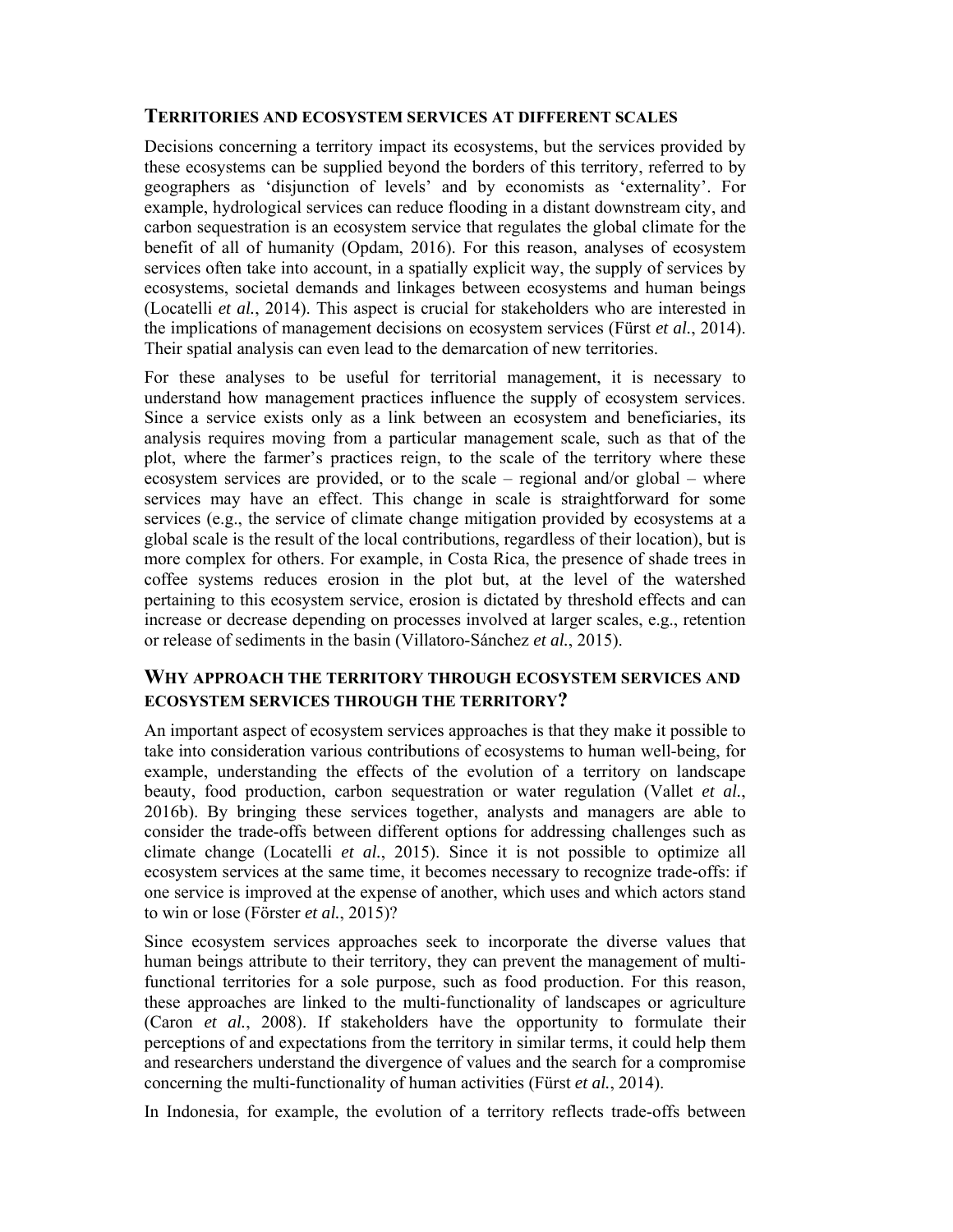## Territories and ecosystem services at different scales

Decisions concerning a territory impact its ecosystems, but the services provided by these ecosystems can be supplied beyond the borders of this territory, referred to by geographers as 'disjunction of levels' and by economists as 'externality'. For example, hydrological services can reduce flooding in a distant downstream city, and carbon sequestration is an ecosystem service that regulates the global climate for the benefit of all of humanity (Opdam, 2016). For this reason, analyses of ecosystem services often take into account, in a spatially explicit way, the supply of services by ecosystems, societal demands and linkages between ecosystems and human beings (Locatelli *et al.*, 2014). This aspect is crucial for stakeholders who are interested in the implications of management decisions on ecosystem services (Fürst *et al.*, 2014). Their spatial analysis can even lead to the demarcation of new territories.

For these analyses to be useful for territorial management, it is necessary to understand how management practices influence the supply of ecosystem services. Since a service exists only as a link between an ecosystem and beneficiaries, its analysis requires moving from a particular management scale, such as that of the plot, where the farmer's practices reign, to the scale of the territory where these ecosystem services are provided, or to the scale – regional and/or global – where services may have an effect. This change in scale is straightforward for some services (e.g., the service of climate change mitigation provided by ecosystems at a global scale is the result of the local contributions, regardless of their location), but is more complex for others. For example, in Costa Rica, the presence of shade trees in coffee systems reduces erosion in the plot but, at the level of the watershed pertaining to this ecosystem service, erosion is dictated by threshold effects and can increase or decrease depending on processes involved at larger scales, e.g., retention or release of sediments in the basin (Villatoro-Sánchez *et al.*, 2015).

## Why approach the territory through ecosystem services and ecosystem services through the territory?

An important aspect of ecosystem services approaches is that they make it possible to take into consideration various contributions of ecosystems to human well-being, for example, understanding the effects of the evolution of a territory on landscape beauty, food production, carbon sequestration or water regulation (Vallet *et al.*, 2016b). By bringing these services together, analysts and managers are able to consider the trade-offs between different options for addressing challenges such as climate change (Locatelli *et al.*, 2015). Since it is not possible to optimize all ecosystem services at the same time, it becomes necessary to recognize trade-offs: if one service is improved at the expense of another, which uses and which actors stand to win or lose (Förster *et al.*, 2015)?

Since ecosystem services approaches seek to incorporate the diverse values that human beings attribute to their territory, they can prevent the management of multi-functional territories for a sole purpose, such as food production. For this reason, these approaches are linked to the multi-functionality of landscapes or agriculture (Caron *et al.*, 2008). If stakeholders have the opportunity to formulate their perceptions of and expectations from the territory in similar terms, it could help them and researchers understand the divergence of values and the search for a compromise concerning the multi-functionality of human activities (Fürst *et al.*, 2014).

In Indonesia, for example, the evolution of a territory reflects trade-offs between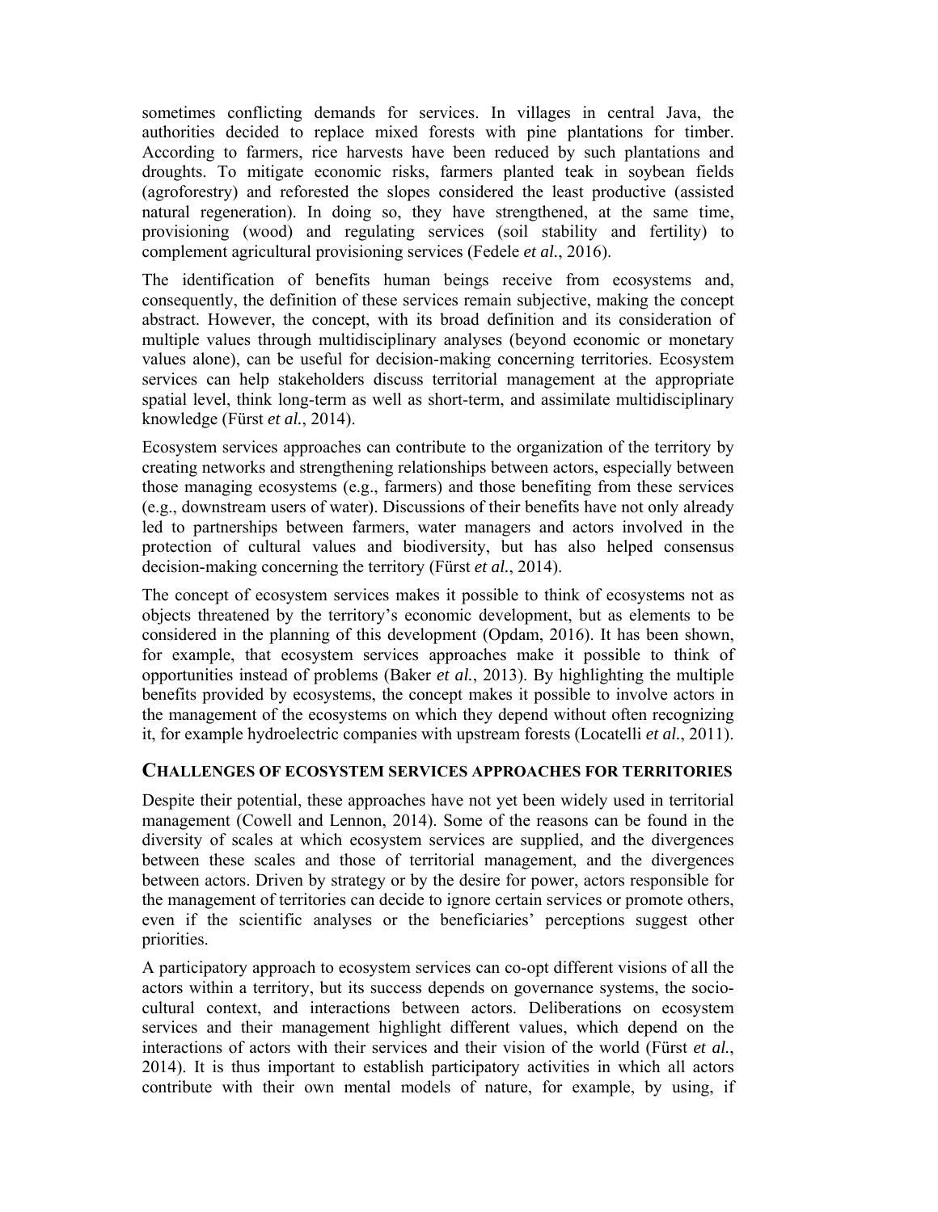sometimes conflicting demands for services. In villages in central Java, the authorities decided to replace mixed forests with pine plantations for timber. According to farmers, rice harvests have been reduced by such plantations and droughts. To mitigate economic risks, farmers planted teak in soybean fields (agroforestry) and reforested the slopes considered the least productive (assisted natural regeneration). In doing so, they have strengthened, at the same time, provisioning (wood) and regulating services (soil stability and fertility) to complement agricultural provisioning services (Fedele *et al.*, 2016).

The identification of benefits human beings receive from ecosystems and, consequently, the definition of these services remain subjective, making the concept abstract. However, the concept, with its broad definition and its consideration of multiple values through multidisciplinary analyses (beyond economic or monetary values alone), can be useful for decision-making concerning territories. Ecosystem services can help stakeholders discuss territorial management at the appropriate spatial level, think long-term as well as short-term, and assimilate multidisciplinary knowledge (Fürst *et al.*, 2014).

Ecosystem services approaches can contribute to the organization of the territory by creating networks and strengthening relationships between actors, especially between those managing ecosystems (e.g., farmers) and those benefiting from these services (e.g., downstream users of water). Discussions of their benefits have not only already led to partnerships between farmers, water managers and actors involved in the protection of cultural values and biodiversity, but has also helped consensus decision-making concerning the territory (Fürst *et al.*, 2014).

The concept of ecosystem services makes it possible to think of ecosystems not as objects threatened by the territory's economic development, but as elements to be considered in the planning of this development (Opdam, 2016). It has been shown, for example, that ecosystem services approaches make it possible to think of opportunities instead of problems (Baker *et al.*, 2013). By highlighting the multiple benefits provided by ecosystems, the concept makes it possible to involve actors in the management of the ecosystems on which they depend without often recognizing it, for example hydroelectric companies with upstream forests (Locatelli *et al.*, 2011).

## CHALLENGES OF ECOSYSTEM SERVICES APPROACHES FOR TERRITORIES

Despite their potential, these approaches have not yet been widely used in territorial management (Cowell and Lennon, 2014). Some of the reasons can be found in the diversity of scales at which ecosystem services are supplied, and the divergences between these scales and those of territorial management, and the divergences between actors. Driven by strategy or by the desire for power, actors responsible for the management of territories can decide to ignore certain services or promote others, even if the scientific analyses or the beneficiaries' perceptions suggest other priorities.

A participatory approach to ecosystem services can co-opt different visions of all the actors within a territory, but its success depends on governance systems, the socio-cultural context, and interactions between actors. Deliberations on ecosystem services and their management highlight different values, which depend on the interactions of actors with their services and their vision of the world (Fürst *et al.*, 2014). It is thus important to establish participatory activities in which all actors contribute with their own mental models of nature, for example, by using, if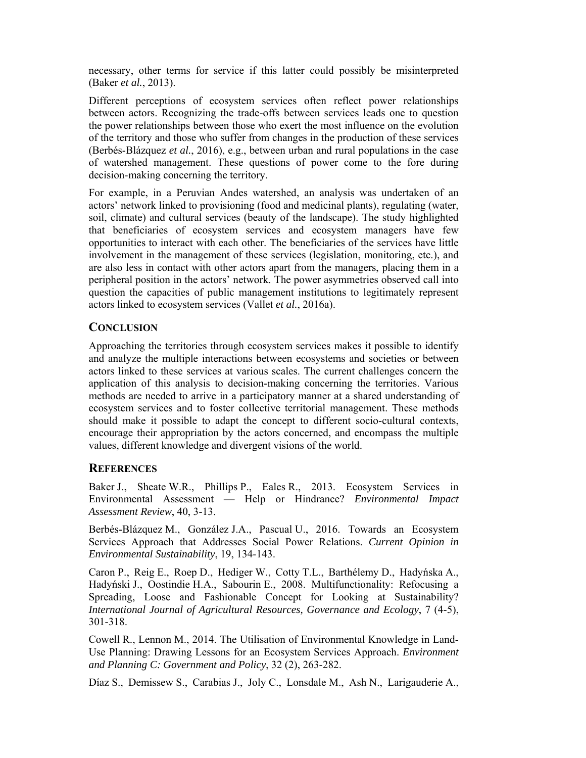necessary, other terms for service if this latter could possibly be misinterpreted (Baker *et al.*, 2013).

Different perceptions of ecosystem services often reflect power relationships between actors. Recognizing the trade-offs between services leads one to question the power relationships between those who exert the most influence on the evolution of the territory and those who suffer from changes in the production of these services (Berbés-Blázquez *et al.*, 2016), e.g., between urban and rural populations in the case of watershed management. These questions of power come to the fore during decision-making concerning the territory.

For example, in a Peruvian Andes watershed, an analysis was undertaken of an actors' network linked to provisioning (food and medicinal plants), regulating (water, soil, climate) and cultural services (beauty of the landscape). The study highlighted that beneficiaries of ecosystem services and ecosystem managers have few opportunities to interact with each other. The beneficiaries of the services have little involvement in the management of these services (legislation, monitoring, etc.), and are also less in contact with other actors apart from the managers, placing them in a peripheral position in the actors' network. The power asymmetries observed call into question the capacities of public management institutions to legitimately represent actors linked to ecosystem services (Vallet *et al.*, 2016a).

## CONCLUSION

Approaching the territories through ecosystem services makes it possible to identify and analyze the multiple interactions between ecosystems and societies or between actors linked to these services at various scales. The current challenges concern the application of this analysis to decision-making concerning the territories. Various methods are needed to arrive in a participatory manner at a shared understanding of ecosystem services and to foster collective territorial management. These methods should make it possible to adapt the concept to different socio-cultural contexts, encourage their appropriation by the actors concerned, and encompass the multiple values, different knowledge and divergent visions of the world.

## REFERENCES

Baker J., Sheate W.R., Phillips P., Eales R., 2013. Ecosystem Services in Environmental Assessment — Help or Hindrance? *Environmental Impact Assessment Review*, 40, 3-13.

Berbés-Blázquez M., González J.A., Pascual U., 2016. Towards an Ecosystem Services Approach that Addresses Social Power Relations. *Current Opinion in Environmental Sustainability*, 19, 134-143.

Caron P., Reig E., Roep D., Hediger W., Cotty T.L., Barthélemy D., Hadyńska A., Hadyński J., Oostindie H.A., Sabourin E., 2008. Multifunctionality: Refocusing a Spreading, Loose and Fashionable Concept for Looking at Sustainability? *International Journal of Agricultural Resources, Governance and Ecology*, 7 (4-5), 301-318.

Cowell R., Lennon M., 2014. The Utilisation of Environmental Knowledge in Land-Use Planning: Drawing Lessons for an Ecosystem Services Approach. *Environment and Planning C: Government and Policy*, 32 (2), 263-282.

Díaz S., Demissew S., Carabias J., Joly C., Lonsdale M., Ash N., Larigauderie A.,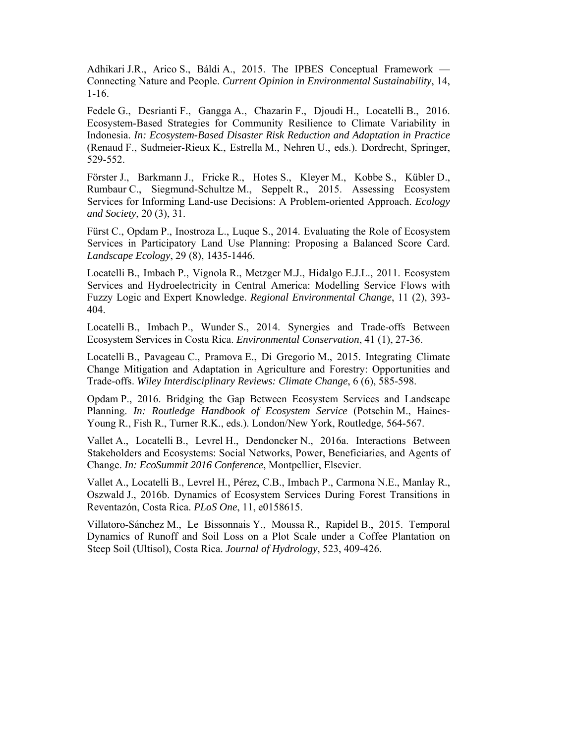Adhikari J.R., Arico S., Báldi A., 2015. The IPBES Conceptual Framework — Connecting Nature and People. *Current Opinion in Environmental Sustainability*, 14, 1-16.

Fedele G., Desrianti F., Gangga A., Chazarin F., Djoudi H., Locatelli B., 2016. Ecosystem-Based Strategies for Community Resilience to Climate Variability in Indonesia. *In: Ecosystem-Based Disaster Risk Reduction and Adaptation in Practice* (Renaud F., Sudmeier-Rieux K., Estrella M., Nehren U., eds.). Dordrecht, Springer, 529-552.

Förster J., Barkmann J., Fricke R., Hotes S., Kleyer M., Kobbe S., Kübler D., Rumbaur C., Siegmund-Schultze M., Seppelt R., 2015. Assessing Ecosystem Services for Informing Land-use Decisions: A Problem-oriented Approach. *Ecology and Society*, 20 (3), 31.

Fürst C., Opdam P., Inostroza L., Luque S., 2014. Evaluating the Role of Ecosystem Services in Participatory Land Use Planning: Proposing a Balanced Score Card. *Landscape Ecology*, 29 (8), 1435-1446.

Locatelli B., Imbach P., Vignola R., Metzger M.J., Hidalgo E.J.L., 2011. Ecosystem Services and Hydroelectricity in Central America: Modelling Service Flows with Fuzzy Logic and Expert Knowledge. *Regional Environmental Change*, 11 (2), 393-404.

Locatelli B., Imbach P., Wunder S., 2014. Synergies and Trade-offs Between Ecosystem Services in Costa Rica. *Environmental Conservation*, 41 (1), 27-36.

Locatelli B., Pavageau C., Pramova E., Di Gregorio M., 2015. Integrating Climate Change Mitigation and Adaptation in Agriculture and Forestry: Opportunities and Trade-offs. *Wiley Interdisciplinary Reviews: Climate Change*, 6 (6), 585-598.

Opdam P., 2016. Bridging the Gap Between Ecosystem Services and Landscape Planning. *In: Routledge Handbook of Ecosystem Service* (Potschin M., Haines-Young R., Fish R., Turner R.K., eds.). London/New York, Routledge, 564-567.

Vallet A., Locatelli B., Levrel H., Dendoncker N., 2016a. Interactions Between Stakeholders and Ecosystems: Social Networks, Power, Beneficiaries, and Agents of Change. *In: EcoSummit 2016 Conference*, Montpellier, Elsevier.

Vallet A., Locatelli B., Levrel H., Pérez, C.B., Imbach P., Carmona N.E., Manlay R., Oszwald J., 2016b. Dynamics of Ecosystem Services During Forest Transitions in Reventazón, Costa Rica. *PLoS One*, 11, e0158615.

Villatoro-Sánchez M., Le Bissonnais Y., Moussa R., Rapidel B., 2015. Temporal Dynamics of Runoff and Soil Loss on a Plot Scale under a Coffee Plantation on Steep Soil (Ultisol), Costa Rica. *Journal of Hydrology*, 523, 409-426.